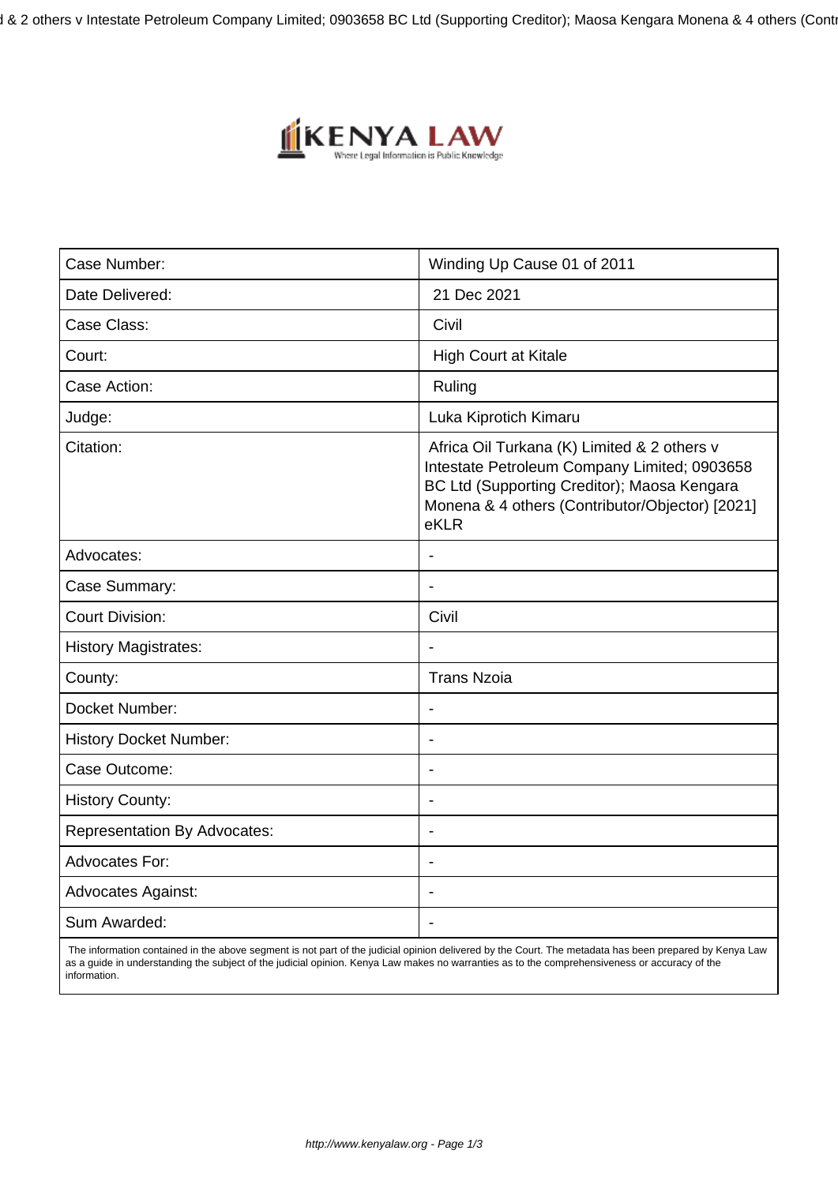| Case Number: | Winding Up Cause 01 of 2011 |
|---|---|
| Date Delivered: | 21 Dec 2021 |
| Case Class: | Civil |
| Court: | High Court at Kitale |
| Case Action: | Ruling |
| Judge: | Luka Kiprotich Kimaru |
| Citation: | Africa Oil Turkana (K) Limited & 2 others v Intestate Petroleum Company Limited; 0903658 BC Ltd (Supporting Creditor); Maosa Kengara Monena & 4 others (Contributor/Objector) [2021] eKLR |
| Advocates: | - |
| Case Summary: | - |
| Court Division: | Civil |
| History Magistrates: | - |
| County: | Trans Nzoia |
| Docket Number: | - |
| History Docket Number: | - |
| Case Outcome: | - |
| History County: | - |
| Representation By Advocates: | - |
| Advocates For: | - |
| Advocates Against: | - |
| Sum Awarded: | - |

The information contained in the above segment is not part of the judicial opinion delivered by the Court. The metadata has been prepared by Kenya Law as a guide in understanding the subject of the judicial opinion. Kenya Law makes no warranties as to the comprehensiveness or accuracy of the information.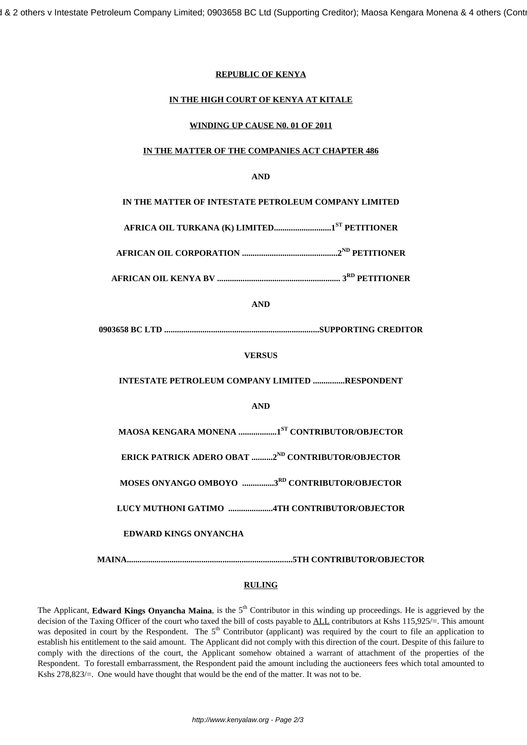**REPUBLIC OF KENYA**

**IN THE HIGH COURT OF KENYA AT KITALE**

**WINDING UP CAUSE N0. 01 OF 2011**

**IN THE MATTER OF THE COMPANIES ACT CHAPTER 486**

**AND**

**IN THE MATTER OF INTESTATE PETROLEUM COMPANY LIMITED**

**AFRICA OIL TURKANA (K) LIMITED...........................1ST PETITIONER**

**AFRICAN OIL CORPORATION .............................................2ND PETITIONER**

**AFRICAN OIL KENYA BV ........................................................ 3RD PETITIONER**

**AND**

**0903658 BC LTD .........................................................................SUPPORTING CREDITOR**

**VERSUS**

**INTESTATE PETROLEUM COMPANY LIMITED ...............RESPONDENT**

**AND**

**MAOSA KENGARA MONENA ..................1ST CONTRIBUTOR/OBJECTOR**

**ERICK PATRICK ADERO OBAT ..........2ND CONTRIBUTOR/OBJECTOR**

**MOSES ONYANGO OMBOYO ...............3RD CONTRIBUTOR/OBJECTOR**

**LUCY MUTHONI GATIMO .....................4TH CONTRIBUTOR/OBJECTOR**

**EDWARD KINGS ONYANCHA MAINA..............................................................................5TH CONTRIBUTOR/OBJECTOR**

## RULING

The Applicant, **Edward Kings Onyancha Maina**, is the 5th Contributor in this winding up proceedings. He is aggrieved by the decision of the Taxing Officer of the court who taxed the bill of costs payable to ALL contributors at Kshs 115,925/=. This amount was deposited in court by the Respondent. The 5th Contributor (applicant) was required by the court to file an application to establish his entitlement to the said amount. The Applicant did not comply with this direction of the court. Despite of this failure to comply with the directions of the court, the Applicant somehow obtained a warrant of attachment of the properties of the Respondent. To forestall embarrassment, the Respondent paid the amount including the auctioneers fees which total amounted to Kshs 278,823/=. One would have thought that would be the end of the matter. It was not to be.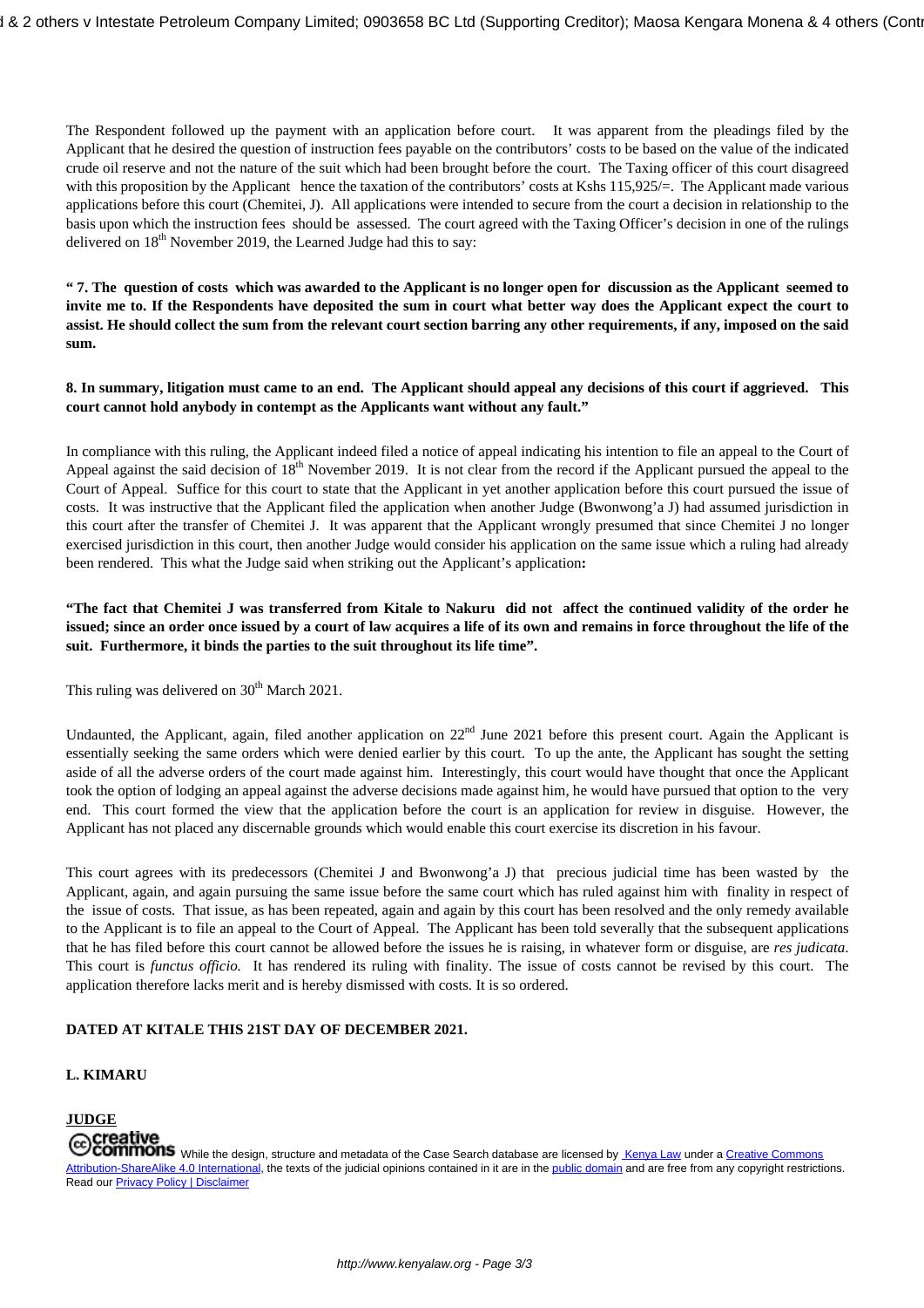The Respondent followed up the payment with an application before court. It was apparent from the pleadings filed by the Applicant that he desired the question of instruction fees payable on the contributors' costs to be based on the value of the indicated crude oil reserve and not the nature of the suit which had been brought before the court. The Taxing officer of this court disagreed with this proposition by the Applicant hence the taxation of the contributors' costs at Kshs 115,925/=. The Applicant made various applications before this court (Chemitei, J). All applications were intended to secure from the court a decision in relationship to the basis upon which the instruction fees should be assessed. The court agreed with the Taxing Officer's decision in one of the rulings delivered on 18th November 2019, the Learned Judge had this to say:

**" 7. The question of costs which was awarded to the Applicant is no longer open for discussion as the Applicant seemed to invite me to. If the Respondents have deposited the sum in court what better way does the Applicant expect the court to assist. He should collect the sum from the relevant court section barring any other requirements, if any, imposed on the said sum.**

**8. In summary, litigation must came to an end. The Applicant should appeal any decisions of this court if aggrieved. This court cannot hold anybody in contempt as the Applicants want without any fault."**

In compliance with this ruling, the Applicant indeed filed a notice of appeal indicating his intention to file an appeal to the Court of Appeal against the said decision of 18th November 2019. It is not clear from the record if the Applicant pursued the appeal to the Court of Appeal. Suffice for this court to state that the Applicant in yet another application before this court pursued the issue of costs. It was instructive that the Applicant filed the application when another Judge (Bwonwong'a J) had assumed jurisdiction in this court after the transfer of Chemitei J. It was apparent that the Applicant wrongly presumed that since Chemitei J no longer exercised jurisdiction in this court, then another Judge would consider his application on the same issue which a ruling had already been rendered. This what the Judge said when striking out the Applicant's application**:**

**"The fact that Chemitei J was transferred from Kitale to Nakuru did not affect the continued validity of the order he issued; since an order once issued by a court of law acquires a life of its own and remains in force throughout the life of the suit. Furthermore, it binds the parties to the suit throughout its life time".**

This ruling was delivered on 30th March 2021.

Undaunted, the Applicant, again, filed another application on 22nd June 2021 before this present court. Again the Applicant is essentially seeking the same orders which were denied earlier by this court. To up the ante, the Applicant has sought the setting aside of all the adverse orders of the court made against him. Interestingly, this court would have thought that once the Applicant took the option of lodging an appeal against the adverse decisions made against him, he would have pursued that option to the very end. This court formed the view that the application before the court is an application for review in disguise. However, the Applicant has not placed any discernable grounds which would enable this court exercise its discretion in his favour.

This court agrees with its predecessors (Chemitei J and Bwonwong'a J) that precious judicial time has been wasted by the Applicant, again, and again pursuing the same issue before the same court which has ruled against him with finality in respect of the issue of costs. That issue, as has been repeated, again and again by this court has been resolved and the only remedy available to the Applicant is to file an appeal to the Court of Appeal. The Applicant has been told severally that the subsequent applications that he has filed before this court cannot be allowed before the issues he is raising, in whatever form or disguise, are *res judicata.* This court is *functus officio.* It has rendered its ruling with finality. The issue of costs cannot be revised by this court. The application therefore lacks merit and is hereby dismissed with costs. It is so ordered.

**DATED AT KITALE THIS 21ST DAY OF DECEMBER 2021.**

**L. KIMARU**

**JUDGE**

While the design, structure and metadata of the Case Search database are licensed by Kenya Law under a Creative Commons Attribution-ShareAlike 4.0 International, the texts of the judicial opinions contained in it are in the public domain and are free from any copyright restrictions. Read our Privacy Policy | Disclaimer